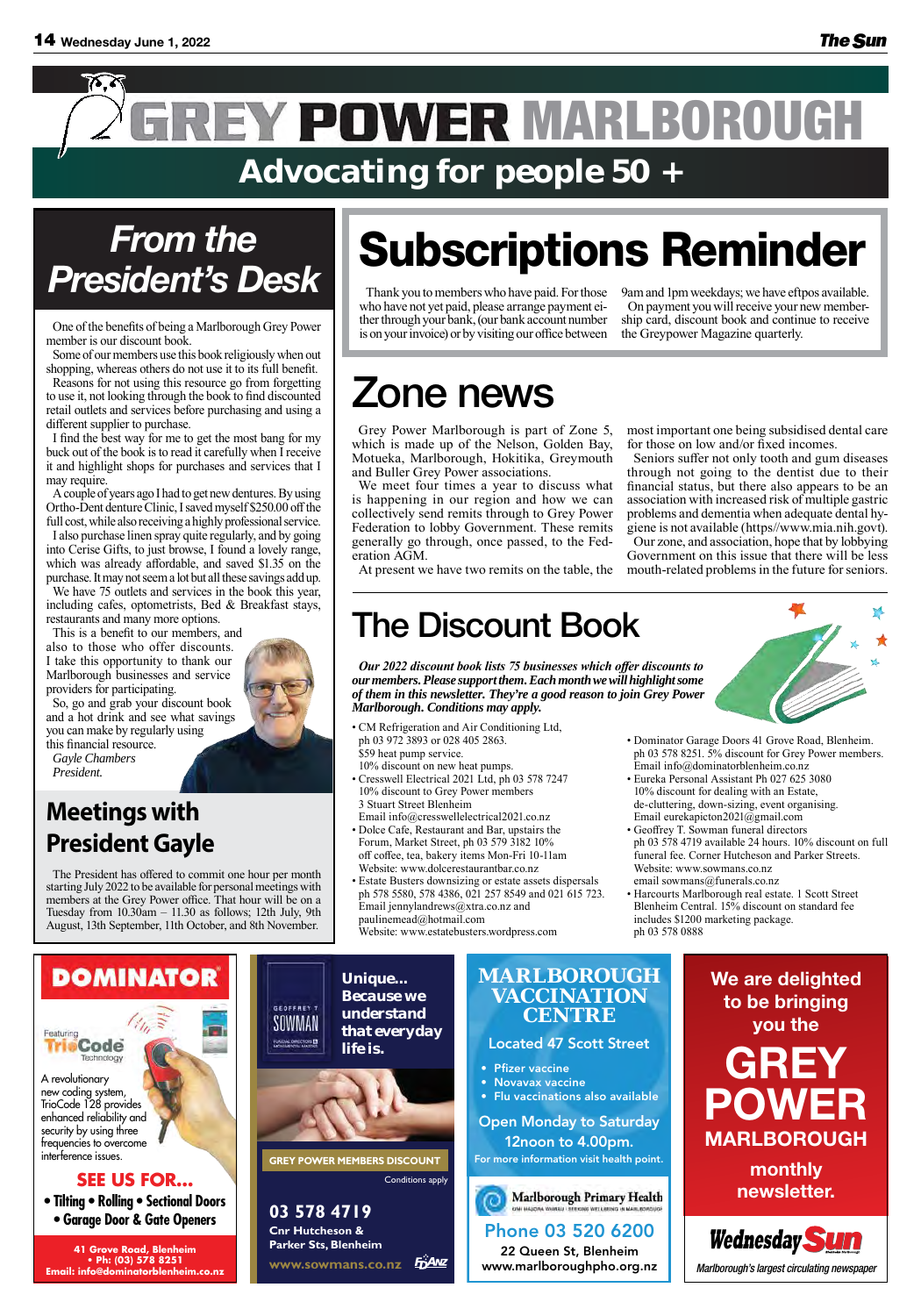# GREY POWER MARLBOROUGH

## Advocating for people 50 +

## From the President's Desk

One of the benefits of being a Marlborough Grey Power member is our discount book.

Some of our members use this book religiously when out shopping, whereas others do not use it to its full benefit.

Reasons for not using this resource go from forgetting to use it, not looking through the book to find discounted retail outlets and services before purchasing and using a different supplier to purchase.

I find the best way for me to get the most bang for my buck out of the book is to read it carefully when I receive it and highlight shops for purchases and services that I may require.

A couple of years ago I had to get new dentures. By using Ortho-Dent denture Clinic, I saved myself $250.00 off the full cost, while also receiving a highly professional service.

I also purchase linen spray quite regularly, and by going into Cerise Gifts, to just browse, I found a lovely range, which was already affordable, and saved $1.35 on the purchase. It may not seem a lot but all these savings add up.

We have 75 outlets and services in the book this year, including cafes, optometrists, Bed & Breakfast stays, restaurants and many more options.

This is a benefit to our members, and also to those who offer discounts. I take this opportunity to thank our Marlborough businesses and service providers for participating.

So, go and grab your discount book and a hot drink and see what savings you can make by regularly using this financial resource.

*Gayle Chambers*
*President.*

## Meetings with President Gayle

The President has offered to commit one hour per month starting July 2022 to be available for personal meetings with members at the Grey Power office. That hour will be on a Tuesday from 10.30am – 11.30 as follows; 12th July, 9th August, 13th September, 11th October, and 8th November.

## Subscriptions Reminder

Thank you to members who have paid. For those who have not yet paid, please arrange payment either through your bank, (our bank account number is on your invoice) or by visiting our office between 9am and 1pm weekdays; we have eftpos available.

On payment you will receive your new membership card, discount book and continue to receive the Greypower Magazine quarterly.

## Zone news

Grey Power Marlborough is part of Zone 5, which is made up of the Nelson, Golden Bay, Motueka, Marlborough, Hokitika, Greymouth and Buller Grey Power associations.

We meet four times a year to discuss what is happening in our region and how we can collectively send remits through to Grey Power Federation to lobby Government. These remits generally go through, once passed, to the Federation AGM.

At present we have two remits on the table, the most important one being subsidised dental care for those on low and/or fixed incomes.

Seniors suffer not only tooth and gum diseases through not going to the dentist due to their financial status, but there also appears to be an association with increased risk of multiple gastric problems and dementia when adequate dental hygiene is not available (https//www.mia.nih.govt).

Our zone, and association, hope that by lobbying Government on this issue that there will be less mouth-related problems in the future for seniors.

## The Discount Book

***Our 2022 discount book lists 75 businesses which offer discounts to our members. Please support them. Each month we will highlight some of them in this newsletter. They're a good reason to join Grey Power Marlborough. Conditions may apply.***

- CM Refrigeration and Air Conditioning Ltd, ph 03 972 3893 or 028 405 2863. $59 heat pump service. 10% discount on new heat pumps.
- Cresswell Electrical 2021 Ltd, ph 03 578 7247 10% discount to Grey Power members 3 Stuart Street Blenheim Email info@cresswellelectrical2021.co.nz
- Dolce Cafe, Restaurant and Bar, upstairs the Forum, Market Street, ph 03 579 3182 10% off coffee, tea, bakery items Mon-Fri 10-11am Website: www.dolcerestaurantbar.co.nz
- Estate Busters downsizing or estate assets dispersals ph 578 5580, 578 4386, 021 257 8549 and 021 615 723. Email jennylandrews@xtra.co.nz and paulinemead@hotmail.com Website: www.estatebusters.wordpress.com
- Dominator Garage Doors 41 Grove Road, Blenheim. ph 03 578 8251. 5% discount for Grey Power members. Email info@dominatorblenheim.co.nz
- Eureka Personal Assistant Ph 027 625 3080 10% discount for dealing with an Estate, de-cluttering, down-sizing, event organising. Email eurekapicton2021@gmail.com
- Geoffrey T. Sowman funeral directors ph 03 578 4719 available 24 hours. 10% discount on full funeral fee. Corner Hutcheson and Parker Streets. Website: www.sowmans.co.nz email sowmans@funerals.co.nz
- Harcourts Marlborough real estate. 1 Scott Street Blenheim Central. 15% discount on standard fee includes $1200 marketing package. ph 03 578 0888

---

**DOMINATOR**

Featuring TrioCode Technology

A revolutionary new coding system, TrioCode 128 provides enhanced reliability and security by using three frequencies to overcome interference issues.

**SEE US FOR...**
- Tilting • Rolling • Sectional Doors
- Garage Door & Gate Openers

**41 Grove Road, Blenheim • Ph: (03) 578 8251**
**Email: info@dominatorblenheim.co.nz**

---

GEOFFREY T SOWMAN

**Unique... Because we understand that everyday life is.**

**GREY POWER MEMBERS DISCOUNT**

Conditions apply

**03 578 4719**
**Cnr Hutcheson & Parker Sts, Blenheim**
www.sowmans.co.nz

---

**MARLBOROUGH VACCINATION CENTRE**

Located 47 Scott Street

- Pfizer vaccine
- Novavax vaccine
- Flu vaccinations also available

Open Monday to Saturday 12noon to 4.00pm.

For more information visit health point.

Marlborough Primary Health

**Phone 03 520 6200**
**22 Queen St, Blenheim**
**www.marlboroughpho.org.nz**

---

We are delighted to be bringing you the

**GREY POWER MARLBOROUGH**

monthly newsletter.

**Wednesday Sun**
*Marlborough's largest circulating newspaper*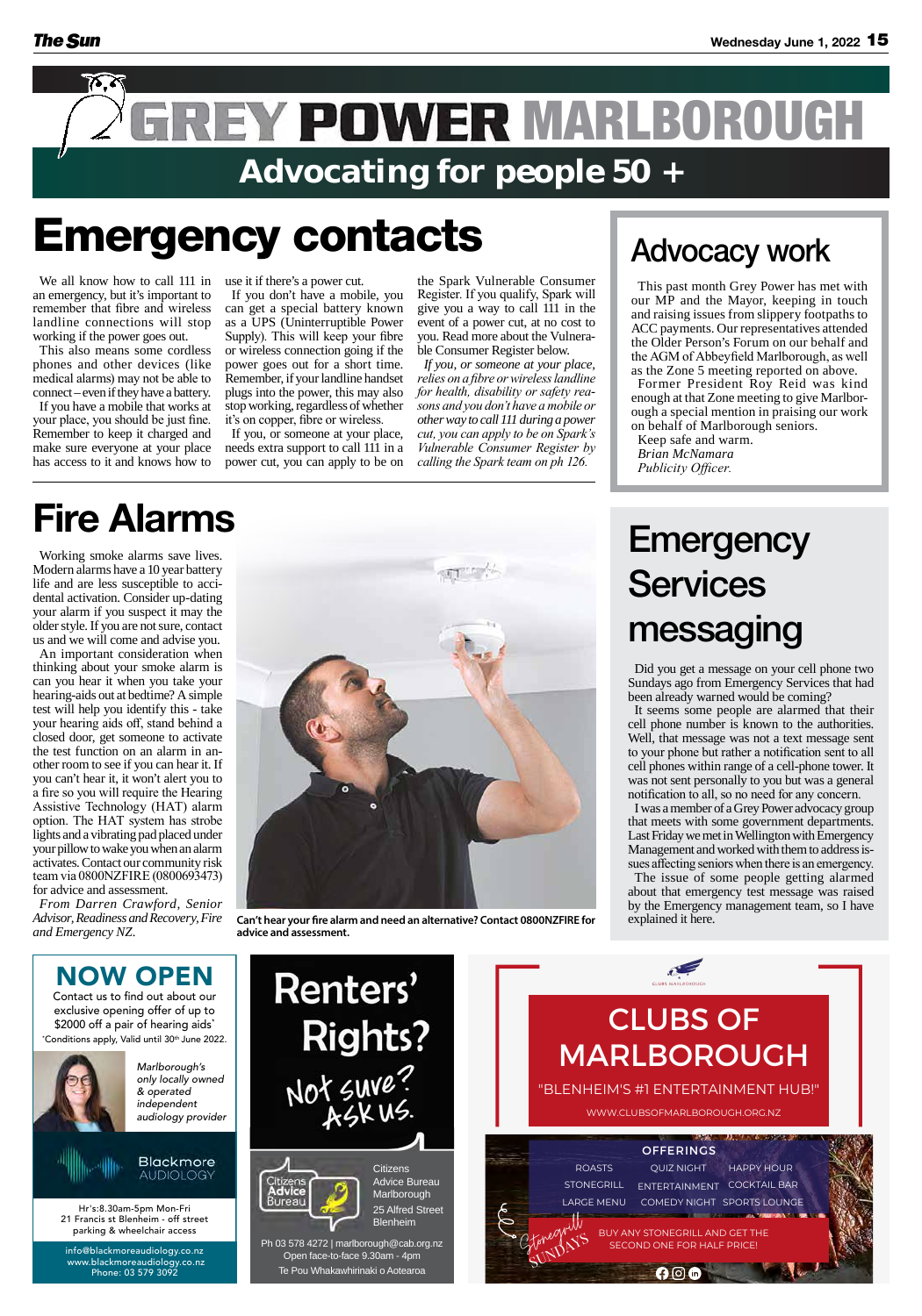# GREY POWER MARLBOROUGH

## Advocating for people 50 +

# Emergency contacts

We all know how to call 111 in an emergency, but it's important to remember that fibre and wireless landline connections will stop working if the power goes out.

This also means some cordless phones and other devices (like medical alarms) may not be able to connect – even if they have a battery.

If you have a mobile that works at your place, you should be just fine. Remember to keep it charged and make sure everyone at your place has access to it and knows how to use it if there's a power cut.

If you don't have a mobile, you can get a special battery known as a UPS (Uninterruptible Power Supply). This will keep your fibre or wireless connection going if the power goes out for a short time. Remember, if your landline handset plugs into the power, this may also stop working, regardless of whether it's on copper, fibre or wireless.

If you, or someone at your place, needs extra support to call 111 in a power cut, you can apply to be on the Spark Vulnerable Consumer Register. If you qualify, Spark will give you a way to call 111 in the event of a power cut, at no cost to you. Read more about the Vulnerable Consumer Register below.

*If you, or someone at your place, relies on a fibre or wireless landline for health, disability or safety reasons and you don't have a mobile or other way to call 111 during a power cut, you can apply to be on Spark's Vulnerable Consumer Register by calling the Spark team on ph 126.*

## Advocacy work

This past month Grey Power has met with our MP and the Mayor, keeping in touch and raising issues from slippery footpaths to ACC payments. Our representatives attended the Older Person's Forum on our behalf and the AGM of Abbeyfield Marlborough, as well as the Zone 5 meeting reported on above.

Former President Roy Reid was kind enough at that Zone meeting to give Marlborough a special mention in praising our work on behalf of Marlborough seniors.

Keep safe and warm.

*Brian McNamara*
*Publicity Officer.*

# Fire Alarms

Working smoke alarms save lives. Modern alarms have a 10 year battery life and are less susceptible to accidental activation. Consider up-dating your alarm if you suspect it may the older style. If you are not sure, contact us and we will come and advise you.

An important consideration when thinking about your smoke alarm is can you hear it when you take your hearing-aids out at bedtime? A simple test will help you identify this - take your hearing aids off, stand behind a closed door, get someone to activate the test function on an alarm in another room to see if you can hear it. If you can't hear it, it won't alert you to a fire so you will require the Hearing Assistive Technology (HAT) alarm option. The HAT system has strobe lights and a vibrating pad placed under your pillow to wake you when an alarm activates. Contact our community risk team via 0800NZFIRE (0800693473) for advice and assessment.

*From Darren Crawford, Senior Advisor, Readiness and Recovery, Fire and Emergency NZ.*

**Can't hear your fire alarm and need an alternative? Contact 0800NZFIRE for advice and assessment.**

# Emergency Services messaging

Did you get a message on your cell phone two Sundays ago from Emergency Services that had been already warned would be coming?

It seems some people are alarmed that their cell phone number is known to the authorities. Well, that message was not a text message sent to your phone but rather a notification sent to all cell phones within range of a cell-phone tower. It was not sent personally to you but was a general notification to all, so no need for any concern.

I was a member of a Grey Power advocacy group that meets with some government departments. Last Friday we met in Wellington with Emergency Management and worked with them to address issues affecting seniors when there is an emergency.

The issue of some people getting alarmed about that emergency test message was raised by the Emergency management team, so I have explained it here.

**NOW OPEN**

Contact us to find out about our exclusive opening offer of up to $2000 off a pair of hearing aids*

*Conditions apply, Valid until 30th June 2022.

*Marlborough's only locally owned & operated independent audiology provider*

Blackmore AUDIOLOGY

Hr's:8.30am-5pm Mon-Fri
21 Francis st Blenheim - off street parking & wheelchair access

info@blackmoreaudiology.co.nz
www.blackmoreaudiology.co.nz
Phone: 03 579 3092

**Renters' Rights?**

Not sure? Ask us.

Citizens Advice Bureau Marlborough
25 Alfred Street
Blenheim

Ph 03 578 4272 | marlborough@cab.org.nz
Open face-to-face 9.30am - 4pm
Te Pou Whakawhirinaki o Aotearoa

**CLUBS OF MARLBOROUGH**

"BLENHEIM'S #1 ENTERTAINMENT HUB!"

WWW.CLUBSOFMARLBOROUGH.ORG.NZ

OFFERINGS

ROASTS | QUIZ NIGHT | HAPPY HOUR
STONEGRILL | ENTERTAINMENT | COCKTAIL BAR
LARGE MENU | COMEDY NIGHT | SPORTS LOUNGE

Stonegrill SUNDAYS — BUY ANY STONEGRILL AND GET THE SECOND ONE FOR HALF PRICE!